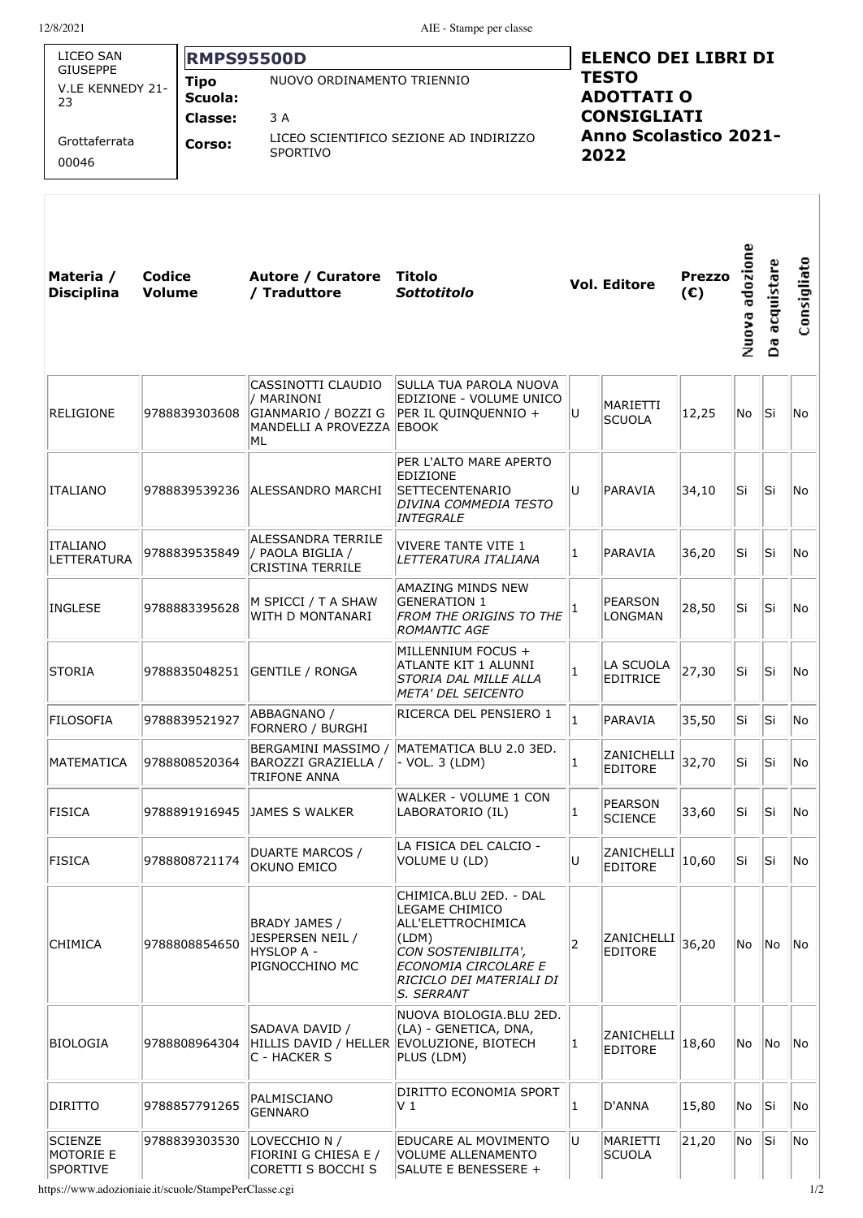| LICEO SAN GIUSEPPE<br>V.LE KENNEDY 21-23<br><br>Grottaferrata<br>00046 | **RMPS95500D** | |
|---|---|---|
| | **Tipo Scuola:** | NUOVO ORDINAMENTO TRIENNIO |
| | **Classe:** | 3 A |
| | **Corso:** | LICEO SCIENTIFICO SEZIONE AD INDIRIZZO SPORTIVO |

## ELENCO DEI LIBRI DI TESTO ADOTTATI O CONSIGLIATI Anno Scolastico 2021-2022

| Materia / Disciplina | Codice Volume | Autore / Curatore / Traduttore | Titolo *Sottotitolo* | Vol. | Editore | Prezzo (€) | Nuova adozione | Da acquistare | Consigliato |
|---|---|---|---|---|---|---|---|---|---|
| RELIGIONE | 9788839303608 | CASSINOTTI CLAUDIO / MARINONI GIANMARIO / BOZZI G MANDELLI A PROVEZZA ML | SULLA TUA PAROLA NUOVA EDIZIONE - VOLUME UNICO PER IL QUINQUENNIO + EBOOK | U | MARIETTI SCUOLA | 12,25 | No | Si | No |
| ITALIANO | 9788839539236 | ALESSANDRO MARCHI | PER L'ALTO MARE APERTO EDIZIONE SETTECENTENARIO *DIVINA COMMEDIA TESTO INTEGRALE* | U | PARAVIA | 34,10 | Si | Si | No |
| ITALIANO LETTERATURA | 9788839535849 | ALESSANDRA TERRILE / PAOLA BIGLIA / CRISTINA TERRILE | VIVERE TANTE VITE 1 *LETTERATURA ITALIANA* | 1 | PARAVIA | 36,20 | Si | Si | No |
| INGLESE | 9788883395628 | M SPICCI / T A SHAW WITH D MONTANARI | AMAZING MINDS NEW GENERATION 1 *FROM THE ORIGINS TO THE ROMANTIC AGE* | 1 | PEARSON LONGMAN | 28,50 | Si | Si | No |
| STORIA | 9788835048251 | GENTILE / RONGA | MILLENNIUM FOCUS + ATLANTE KIT 1 ALUNNI *STORIA DAL MILLE ALLA META' DEL SEICENTO* | 1 | LA SCUOLA EDITRICE | 27,30 | Si | Si | No |
| FILOSOFIA | 9788839521927 | ABBAGNANO / FORNERO / BURGHI | RICERCA DEL PENSIERO 1 | 1 | PARAVIA | 35,50 | Si | Si | No |
| MATEMATICA | 9788808520364 | BERGAMINI MASSIMO / BAROZZI GRAZIELLA / TRIFONE ANNA | MATEMATICA BLU 2.0 3ED. - VOL. 3 (LDM) | 1 | ZANICHELLI EDITORE | 32,70 | Si | Si | No |
| FISICA | 9788891916945 | JAMES S WALKER | WALKER - VOLUME 1 CON LABORATORIO (IL) | 1 | PEARSON SCIENCE | 33,60 | Si | Si | No |
| FISICA | 9788808721174 | DUARTE MARCOS / OKUNO EMICO | LA FISICA DEL CALCIO - VOLUME U (LD) | U | ZANICHELLI EDITORE | 10,60 | Si | Si | No |
| CHIMICA | 9788808854650 | BRADY JAMES / JESPERSEN NEIL / HYSLOP A - PIGNOCCHINO MC | CHIMICA.BLU 2ED. - DAL LEGAME CHIMICO ALL'ELETTROCHIMICA (LDM) *CON SOSTENIBILITA', ECONOMIA CIRCOLARE E RICICLO DEI MATERIALI DI S. SERRANT* | 2 | ZANICHELLI EDITORE | 36,20 | No | No | No |
| BIOLOGIA | 9788808964304 | SADAVA DAVID / HILLIS DAVID / HELLER C - HACKER S | NUOVA BIOLOGIA.BLU 2ED. (LA) - GENETICA, DNA, EVOLUZIONE, BIOTECH PLUS (LDM) | 1 | ZANICHELLI EDITORE | 18,60 | No | No | No |
| DIRITTO | 9788857791265 | PALMISCIANO GENNARO | DIRITTO ECONOMIA SPORT V 1 | 1 | D'ANNA | 15,80 | No | Si | No |
| SCIENZE MOTORIE E SPORTIVE | 9788839303530 | LOVECCHIO N / FIORINI G CHIESA E / CORETTI S BOCCHI S | EDUCARE AL MOVIMENTO VOLUME ALLENAMENTO SALUTE E BENESSERE + | U | MARIETTI SCUOLA | 21,20 | No | Si | No |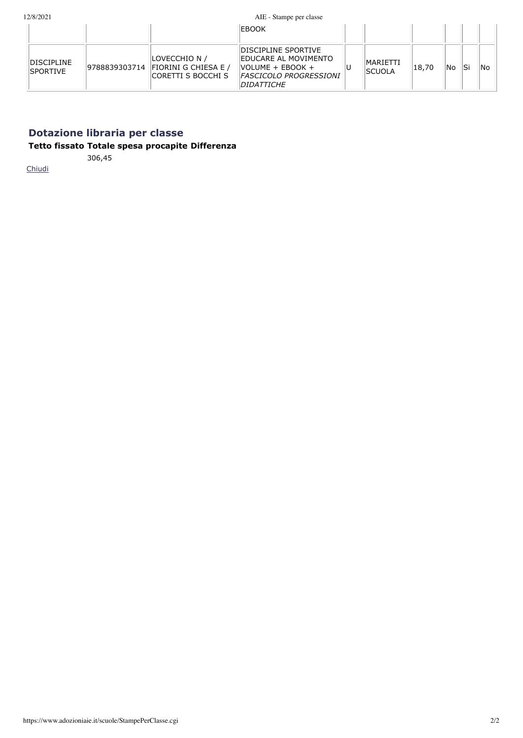| | | | | | | | | | |
|---|---|---|---|---|---|---|---|---|---|
| | | | EBOOK | | | | | | |
| DISCIPLINE SPORTIVE | 9788839303714 | LOVECCHIO N / FIORINI G CHIESA E / CORETTI S BOCCHI S | DISCIPLINE SPORTIVE EDUCARE AL MOVIMENTO VOLUME + EBOOK + *FASCICOLO PROGRESSIONI DIDATTICHE* | U | MARIETTI SCUOLA | 18,70 | No | Si | No |

## Dotazione libraria per classe

| Tetto fissato | Totale spesa procapite | Differenza |
|---|---|---|
| | 306,45 | |

Chiudi